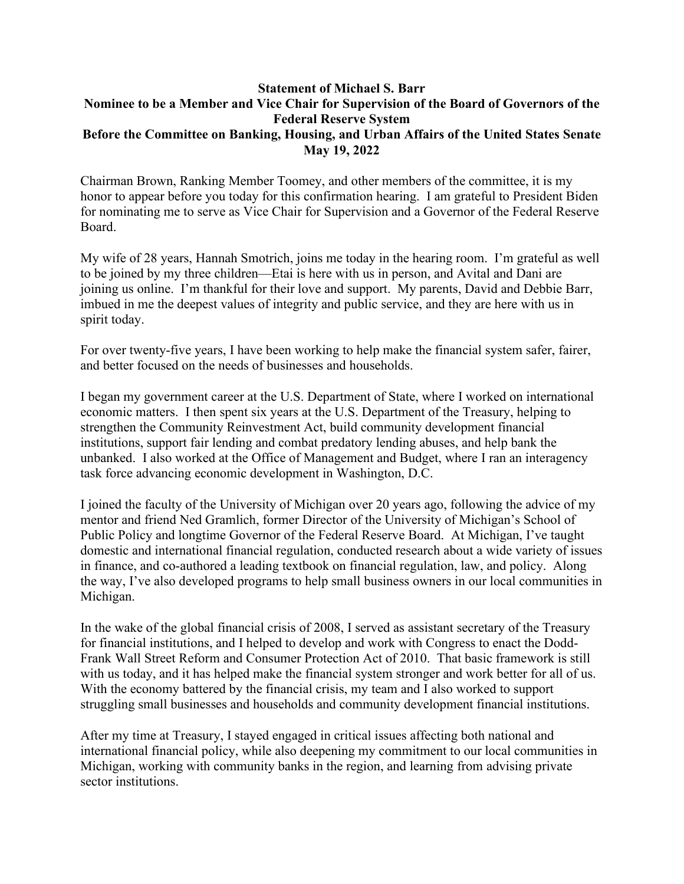**Statement of Michael S. Barr**
**Nominee to be a Member and Vice Chair for Supervision of the Board of Governors of the Federal Reserve System**
**Before the Committee on Banking, Housing, and Urban Affairs of the United States Senate**
**May 19, 2022**

Chairman Brown, Ranking Member Toomey, and other members of the committee, it is my honor to appear before you today for this confirmation hearing. I am grateful to President Biden for nominating me to serve as Vice Chair for Supervision and a Governor of the Federal Reserve Board.

My wife of 28 years, Hannah Smotrich, joins me today in the hearing room. I'm grateful as well to be joined by my three children—Etai is here with us in person, and Avital and Dani are joining us online. I'm thankful for their love and support. My parents, David and Debbie Barr, imbued in me the deepest values of integrity and public service, and they are here with us in spirit today.

For over twenty-five years, I have been working to help make the financial system safer, fairer, and better focused on the needs of businesses and households.

I began my government career at the U.S. Department of State, where I worked on international economic matters. I then spent six years at the U.S. Department of the Treasury, helping to strengthen the Community Reinvestment Act, build community development financial institutions, support fair lending and combat predatory lending abuses, and help bank the unbanked. I also worked at the Office of Management and Budget, where I ran an interagency task force advancing economic development in Washington, D.C.

I joined the faculty of the University of Michigan over 20 years ago, following the advice of my mentor and friend Ned Gramlich, former Director of the University of Michigan's School of Public Policy and longtime Governor of the Federal Reserve Board. At Michigan, I've taught domestic and international financial regulation, conducted research about a wide variety of issues in finance, and co-authored a leading textbook on financial regulation, law, and policy. Along the way, I've also developed programs to help small business owners in our local communities in Michigan.

In the wake of the global financial crisis of 2008, I served as assistant secretary of the Treasury for financial institutions, and I helped to develop and work with Congress to enact the Dodd-Frank Wall Street Reform and Consumer Protection Act of 2010. That basic framework is still with us today, and it has helped make the financial system stronger and work better for all of us. With the economy battered by the financial crisis, my team and I also worked to support struggling small businesses and households and community development financial institutions.

After my time at Treasury, I stayed engaged in critical issues affecting both national and international financial policy, while also deepening my commitment to our local communities in Michigan, working with community banks in the region, and learning from advising private sector institutions.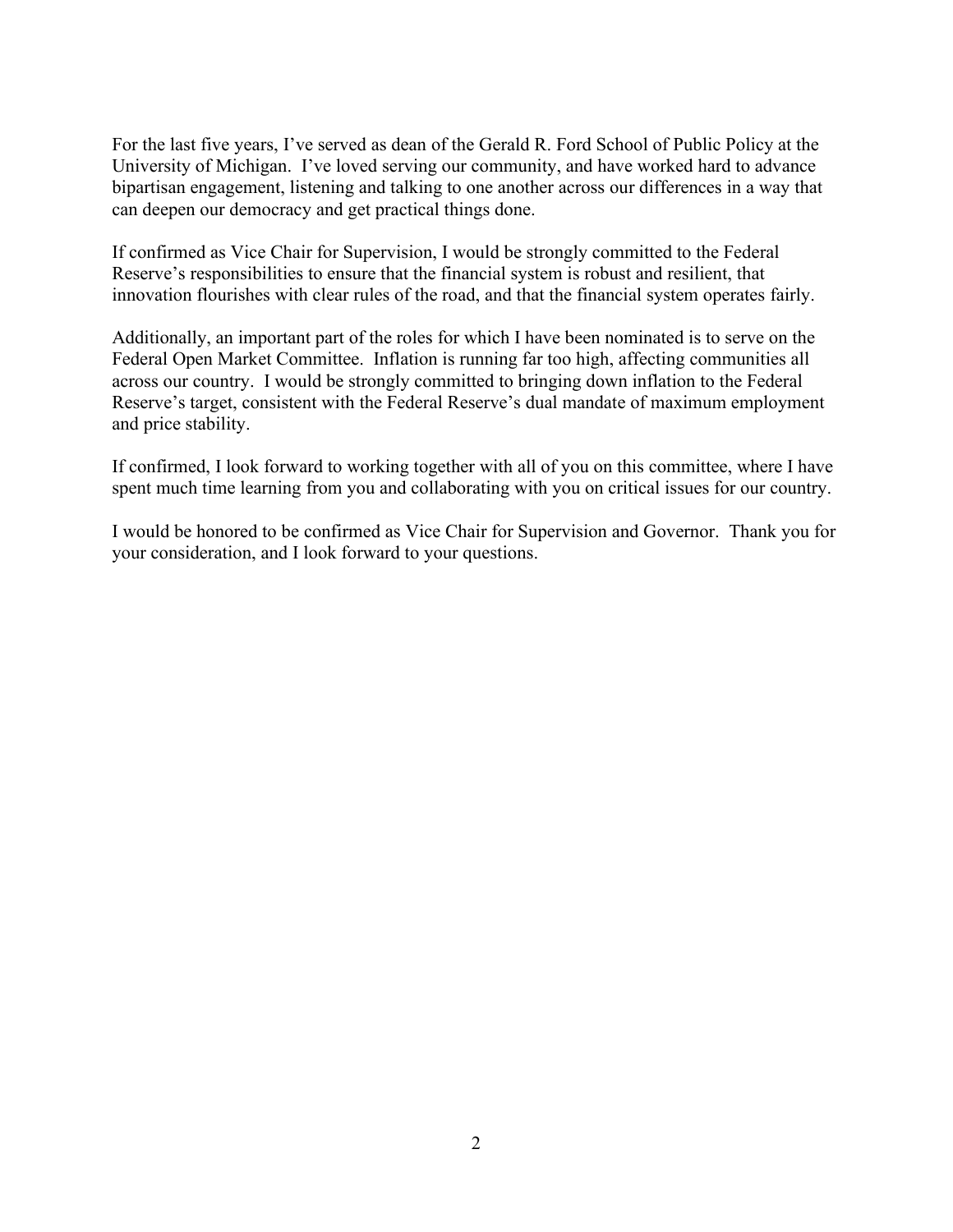For the last five years, I've served as dean of the Gerald R. Ford School of Public Policy at the University of Michigan. I've loved serving our community, and have worked hard to advance bipartisan engagement, listening and talking to one another across our differences in a way that can deepen our democracy and get practical things done.

If confirmed as Vice Chair for Supervision, I would be strongly committed to the Federal Reserve's responsibilities to ensure that the financial system is robust and resilient, that innovation flourishes with clear rules of the road, and that the financial system operates fairly.

Additionally, an important part of the roles for which I have been nominated is to serve on the Federal Open Market Committee. Inflation is running far too high, affecting communities all across our country. I would be strongly committed to bringing down inflation to the Federal Reserve's target, consistent with the Federal Reserve's dual mandate of maximum employment and price stability.

If confirmed, I look forward to working together with all of you on this committee, where I have spent much time learning from you and collaborating with you on critical issues for our country.

I would be honored to be confirmed as Vice Chair for Supervision and Governor. Thank you for your consideration, and I look forward to your questions.